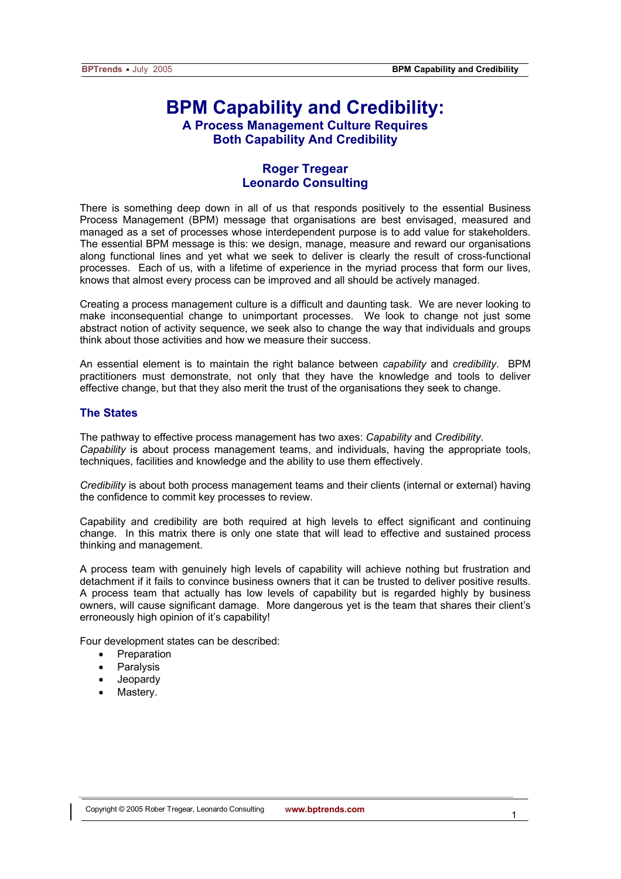# BPM Capability and Credibility:

## A Process Management Culture Requires Both Capability And Credibility

**Roger Tregear**
**Leonardo Consulting**

There is something deep down in all of us that responds positively to the essential Business Process Management (BPM) message that organisations are best envisaged, measured and managed as a set of processes whose interdependent purpose is to add value for stakeholders. The essential BPM message is this: we design, manage, measure and reward our organisations along functional lines and yet what we seek to deliver is clearly the result of cross-functional processes. Each of us, with a lifetime of experience in the myriad process that form our lives, knows that almost every process can be improved and all should be actively managed.

Creating a process management culture is a difficult and daunting task. We are never looking to make inconsequential change to unimportant processes. We look to change not just some abstract notion of activity sequence, we seek also to change the way that individuals and groups think about those activities and how we measure their success.

An essential element is to maintain the right balance between *capability* and *credibility*. BPM practitioners must demonstrate, not only that they have the knowledge and tools to deliver effective change, but that they also merit the trust of the organisations they seek to change.

### The States

The pathway to effective process management has two axes: *Capability* and *Credibility*.
*Capability* is about process management teams, and individuals, having the appropriate tools, techniques, facilities and knowledge and the ability to use them effectively.

*Credibility* is about both process management teams and their clients (internal or external) having the confidence to commit key processes to review.

Capability and credibility are both required at high levels to effect significant and continuing change. In this matrix there is only one state that will lead to effective and sustained process thinking and management.

A process team with genuinely high levels of capability will achieve nothing but frustration and detachment if it fails to convince business owners that it can be trusted to deliver positive results. A process team that actually has low levels of capability but is regarded highly by business owners, will cause significant damage. More dangerous yet is the team that shares their client's erroneously high opinion of it's capability!

Four development states can be described:

- Preparation
- Paralysis
- Jeopardy
- Mastery.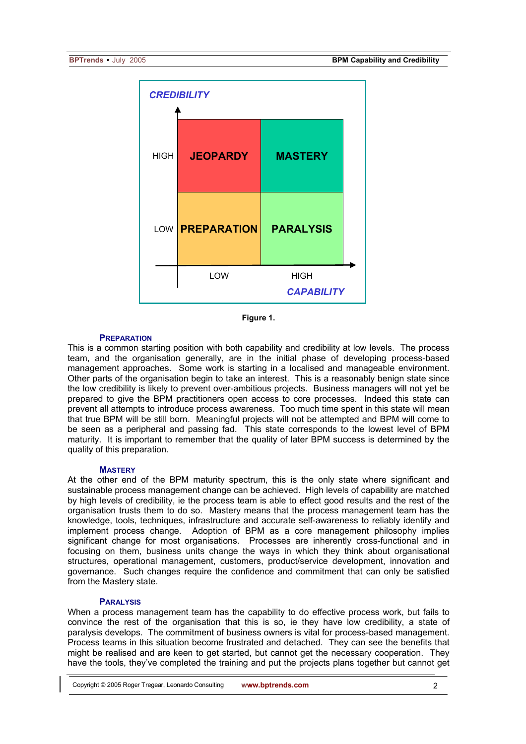| CREDIBILITY | LOW | HIGH |
|---|---|---|
| HIGH | JEOPARDY | MASTERY |
| LOW | PREPARATION | PARALYSIS |
| | | CAPABILITY |

**Figure 1.**

### PREPARATION

This is a common starting position with both capability and credibility at low levels. The process team, and the organisation generally, are in the initial phase of developing process-based management approaches. Some work is starting in a localised and manageable environment. Other parts of the organisation begin to take an interest. This is a reasonably benign state since the low credibility is likely to prevent over-ambitious projects. Business managers will not yet be prepared to give the BPM practitioners open access to core processes. Indeed this state can prevent all attempts to introduce process awareness. Too much time spent in this state will mean that true BPM will be still born. Meaningful projects will not be attempted and BPM will come to be seen as a peripheral and passing fad. This state corresponds to the lowest level of BPM maturity. It is important to remember that the quality of later BPM success is determined by the quality of this preparation.

### MASTERY

At the other end of the BPM maturity spectrum, this is the only state where significant and sustainable process management change can be achieved. High levels of capability are matched by high levels of credibility, ie the process team is able to effect good results and the rest of the organisation trusts them to do so. Mastery means that the process management team has the knowledge, tools, techniques, infrastructure and accurate self-awareness to reliably identify and implement process change. Adoption of BPM as a core management philosophy implies significant change for most organisations. Processes are inherently cross-functional and in focusing on them, business units change the ways in which they think about organisational structures, operational management, customers, product/service development, innovation and governance. Such changes require the confidence and commitment that can only be satisfied from the Mastery state.

### PARALYSIS

When a process management team has the capability to do effective process work, but fails to convince the rest of the organisation that this is so, ie they have low credibility, a state of paralysis develops. The commitment of business owners is vital for process-based management. Process teams in this situation become frustrated and detached. They can see the benefits that might be realised and are keen to get started, but cannot get the necessary cooperation. They have the tools, they've completed the training and put the projects plans together but cannot get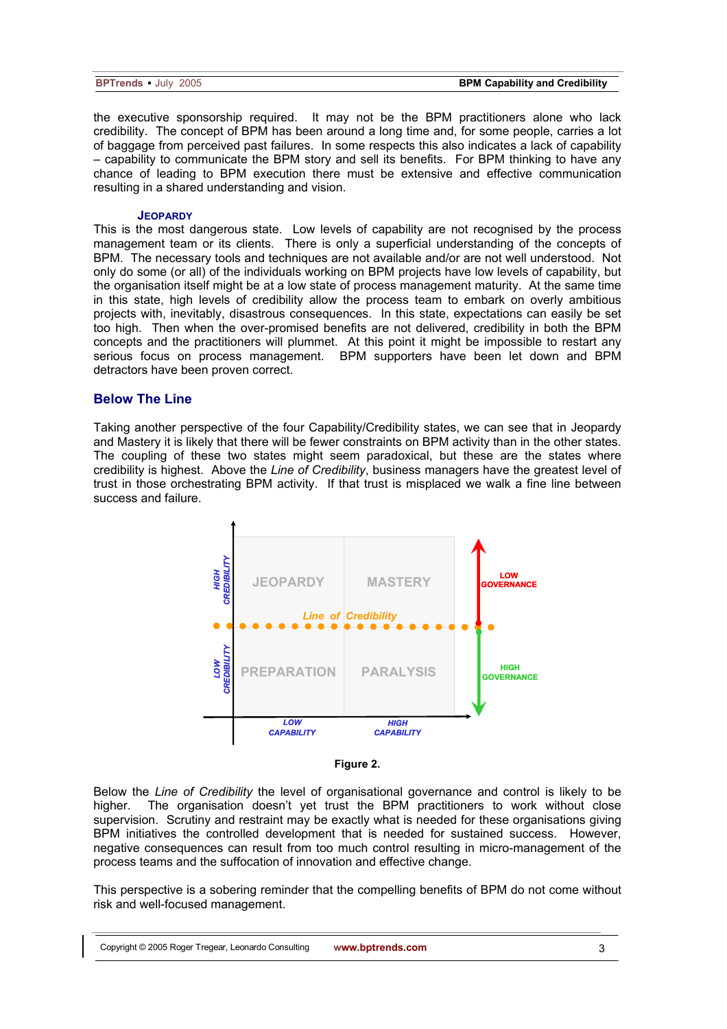the executive sponsorship required. It may not be the BPM practitioners alone who lack credibility. The concept of BPM has been around a long time and, for some people, carries a lot of baggage from perceived past failures. In some respects this also indicates a lack of capability – capability to communicate the BPM story and sell its benefits. For BPM thinking to have any chance of leading to BPM execution there must be extensive and effective communication resulting in a shared understanding and vision.

### JEOPARDY

This is the most dangerous state. Low levels of capability are not recognised by the process management team or its clients. There is only a superficial understanding of the concepts of BPM. The necessary tools and techniques are not available and/or are not well understood. Not only do some (or all) of the individuals working on BPM projects have low levels of capability, but the organisation itself might be at a low state of process management maturity. At the same time in this state, high levels of credibility allow the process team to embark on overly ambitious projects with, inevitably, disastrous consequences. In this state, expectations can easily be set too high. Then when the over-promised benefits are not delivered, credibility in both the BPM concepts and the practitioners will plummet. At this point it might be impossible to restart any serious focus on process management. BPM supporters have been let down and BPM detractors have been proven correct.

## Below The Line

Taking another perspective of the four Capability/Credibility states, we can see that in Jeopardy and Mastery it is likely that there will be fewer constraints on BPM activity than in the other states. The coupling of these two states might seem paradoxical, but these are the states where credibility is highest. Above the *Line of Credibility*, business managers have the greatest level of trust in those orchestrating BPM activity. If that trust is misplaced we walk a fine line between success and failure.

Figure 2.

Below the *Line of Credibility* the level of organisational governance and control is likely to be higher. The organisation doesn't yet trust the BPM practitioners to work without close supervision. Scrutiny and restraint may be exactly what is needed for these organisations giving BPM initiatives the controlled development that is needed for sustained success. However, negative consequences can result from too much control resulting in micro-management of the process teams and the suffocation of innovation and effective change.

This perspective is a sobering reminder that the compelling benefits of BPM do not come without risk and well-focused management.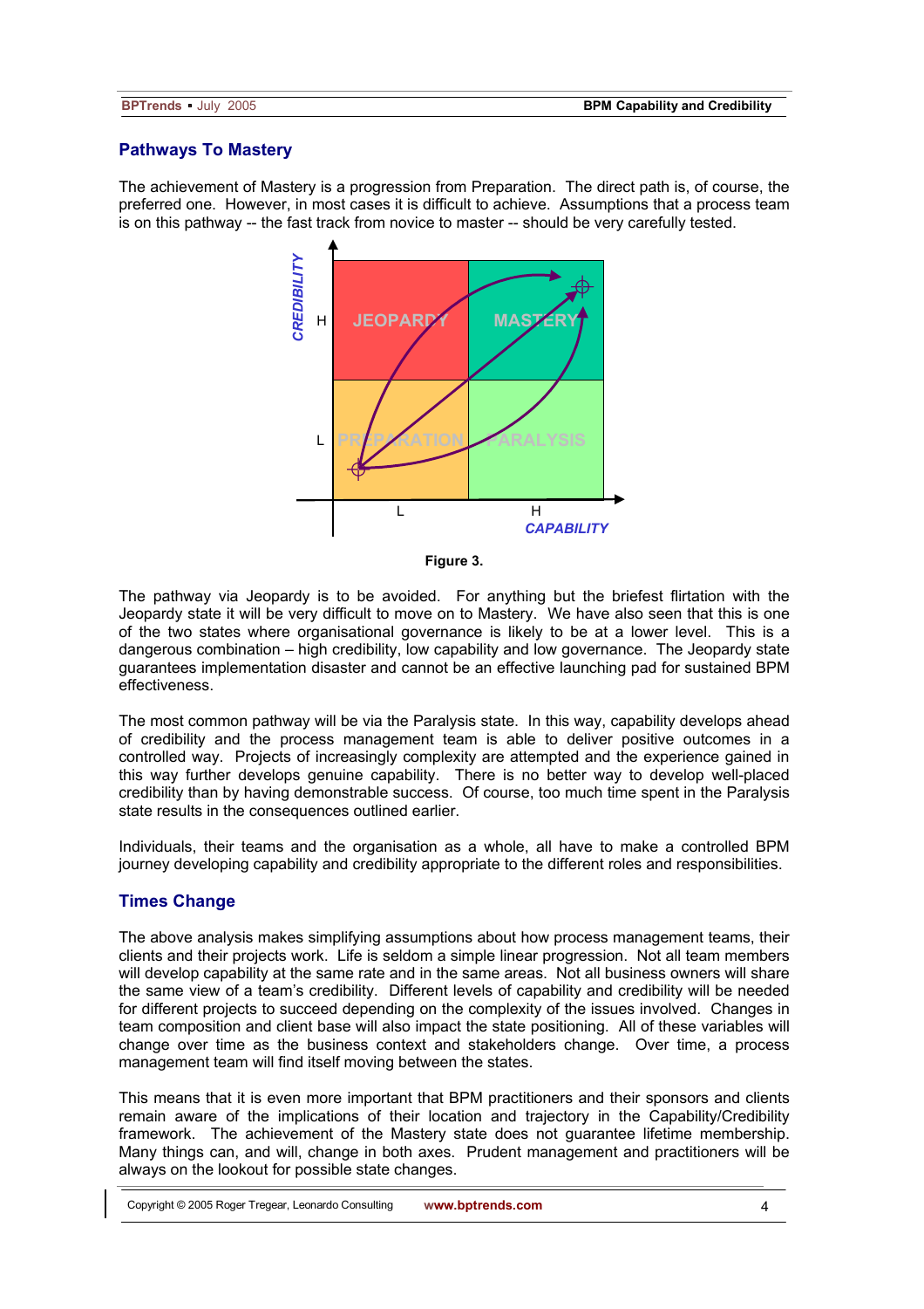## Pathways To Mastery

The achievement of Mastery is a progression from Preparation. The direct path is, of course, the preferred one. However, in most cases it is difficult to achieve. Assumptions that a process team is on this pathway -- the fast track from novice to master -- should be very carefully tested.

Figure 3.

The pathway via Jeopardy is to be avoided. For anything but the briefest flirtation with the Jeopardy state it will be very difficult to move on to Mastery. We have also seen that this is one of the two states where organisational governance is likely to be at a lower level. This is a dangerous combination – high credibility, low capability and low governance. The Jeopardy state guarantees implementation disaster and cannot be an effective launching pad for sustained BPM effectiveness.

The most common pathway will be via the Paralysis state. In this way, capability develops ahead of credibility and the process management team is able to deliver positive outcomes in a controlled way. Projects of increasingly complexity are attempted and the experience gained in this way further develops genuine capability. There is no better way to develop well-placed credibility than by having demonstrable success. Of course, too much time spent in the Paralysis state results in the consequences outlined earlier.

Individuals, their teams and the organisation as a whole, all have to make a controlled BPM journey developing capability and credibility appropriate to the different roles and responsibilities.

## Times Change

The above analysis makes simplifying assumptions about how process management teams, their clients and their projects work. Life is seldom a simple linear progression. Not all team members will develop capability at the same rate and in the same areas. Not all business owners will share the same view of a team's credibility. Different levels of capability and credibility will be needed for different projects to succeed depending on the complexity of the issues involved. Changes in team composition and client base will also impact the state positioning. All of these variables will change over time as the business context and stakeholders change. Over time, a process management team will find itself moving between the states.

This means that it is even more important that BPM practitioners and their sponsors and clients remain aware of the implications of their location and trajectory in the Capability/Credibility framework. The achievement of the Mastery state does not guarantee lifetime membership. Many things can, and will, change in both axes. Prudent management and practitioners will be always on the lookout for possible state changes.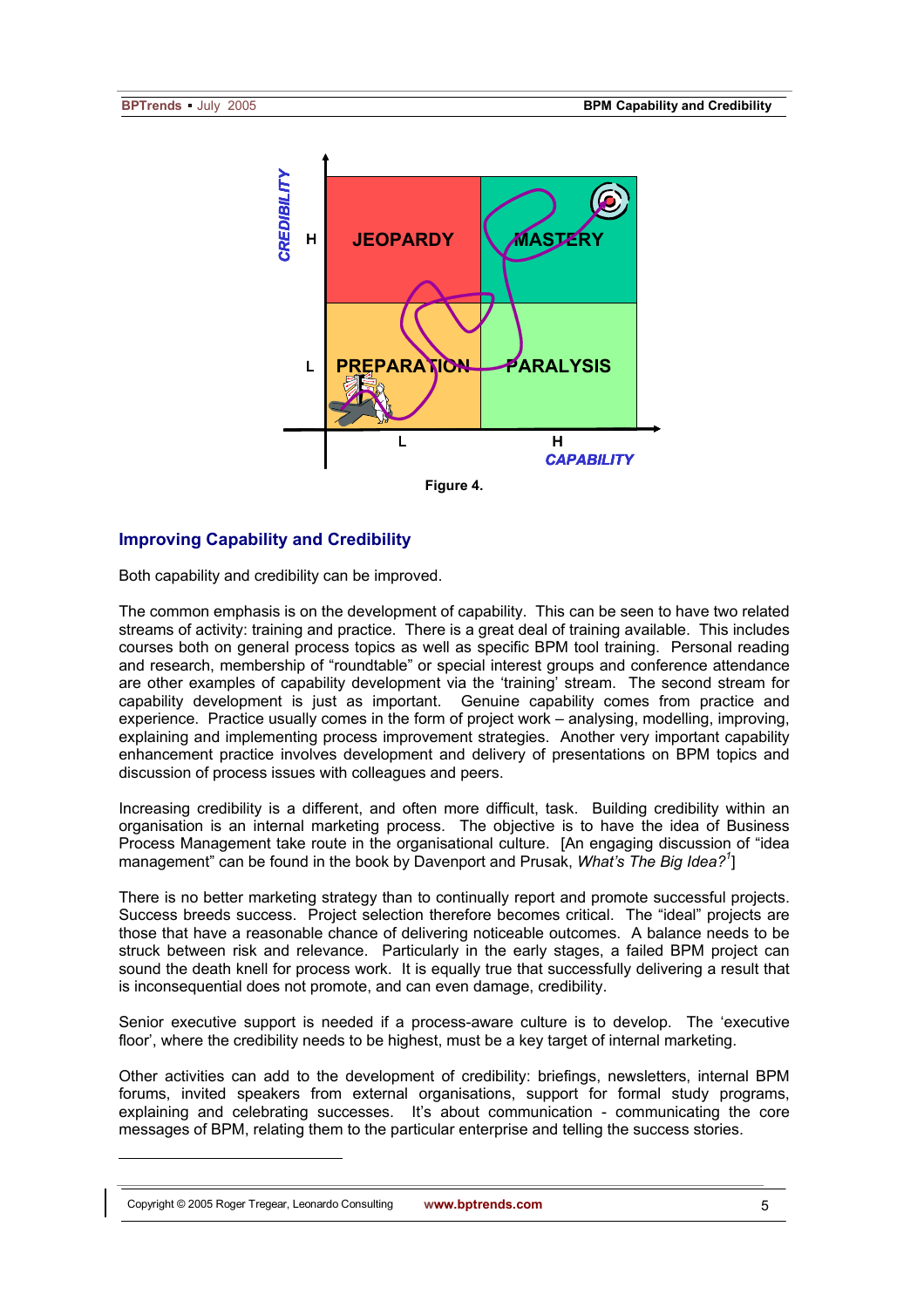CREDIBILITY

| | L | H |
|---|---|---|
| H | JEOPARDY | MASTERY |
| L | PREPARATION | PARALYSIS |

CAPABILITY

**Figure 4.**

## Improving Capability and Credibility

Both capability and credibility can be improved.

The common emphasis is on the development of capability. This can be seen to have two related streams of activity: training and practice. There is a great deal of training available. This includes courses both on general process topics as well as specific BPM tool training. Personal reading and research, membership of "roundtable" or special interest groups and conference attendance are other examples of capability development via the 'training' stream. The second stream for capability development is just as important. Genuine capability comes from practice and experience. Practice usually comes in the form of project work – analysing, modelling, improving, explaining and implementing process improvement strategies. Another very important capability enhancement practice involves development and delivery of presentations on BPM topics and discussion of process issues with colleagues and peers.

Increasing credibility is a different, and often more difficult, task. Building credibility within an organisation is an internal marketing process. The objective is to have the idea of Business Process Management take route in the organisational culture. [An engaging discussion of "idea management" can be found in the book by Davenport and Prusak, *What's The Big Idea?*[1]]

There is no better marketing strategy than to continually report and promote successful projects. Success breeds success. Project selection therefore becomes critical. The "ideal" projects are those that have a reasonable chance of delivering noticeable outcomes. A balance needs to be struck between risk and relevance. Particularly in the early stages, a failed BPM project can sound the death knell for process work. It is equally true that successfully delivering a result that is inconsequential does not promote, and can even damage, credibility.

Senior executive support is needed if a process-aware culture is to develop. The 'executive floor', where the credibility needs to be highest, must be a key target of internal marketing.

Other activities can add to the development of credibility: briefings, newsletters, internal BPM forums, invited speakers from external organisations, support for formal study programs, explaining and celebrating successes. It's about communication - communicating the core messages of BPM, relating them to the particular enterprise and telling the success stories.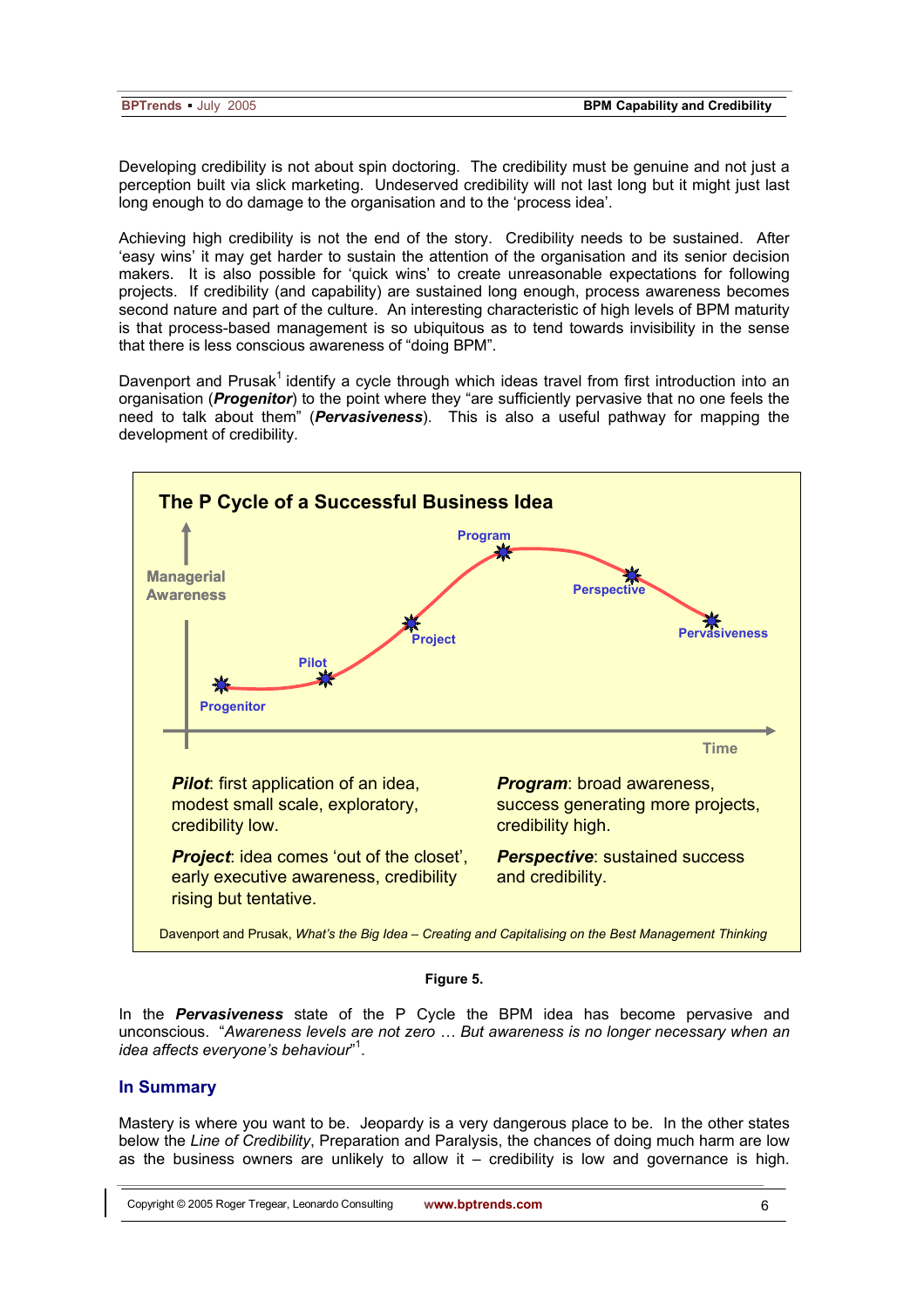Developing credibility is not about spin doctoring. The credibility must be genuine and not just a perception built via slick marketing. Undeserved credibility will not last long but it might just last long enough to do damage to the organisation and to the 'process idea'.

Achieving high credibility is not the end of the story. Credibility needs to be sustained. After 'easy wins' it may get harder to sustain the attention of the organisation and its senior decision makers. It is also possible for 'quick wins' to create unreasonable expectations for following projects. If credibility (and capability) are sustained long enough, process awareness becomes second nature and part of the culture. An interesting characteristic of high levels of BPM maturity is that process-based management is so ubiquitous as to tend towards invisibility in the sense that there is less conscious awareness of "doing BPM".

Davenport and Prusak[1] identify a cycle through which ideas travel from first introduction into an organisation (***Progenitor***) to the point where they "are sufficiently pervasive that no one feels the need to talk about them" (***Pervasiveness***). This is also a useful pathway for mapping the development of credibility.

**The P Cycle of a Successful Business Idea**

Managerial Awareness / Time: Progenitor → Pilot → Project → Program → Perspective → Pervasiveness

***Pilot***: first application of an idea, modest small scale, exploratory, credibility low.

***Project***: idea comes 'out of the closet', early executive awareness, credibility rising but tentative.

***Program***: broad awareness, success generating more projects, credibility high.

***Perspective***: sustained success and credibility.

Davenport and Prusak, *What's the Big Idea – Creating and Capitalising on the Best Management Thinking*

**Figure 5.**

In the ***Pervasiveness*** state of the P Cycle the BPM idea has become pervasive and unconscious. "*Awareness levels are not zero … But awareness is no longer necessary when an idea affects everyone's behaviour*"[1].

## In Summary

Mastery is where you want to be. Jeopardy is a very dangerous place to be. In the other states below the *Line of Credibility*, Preparation and Paralysis, the chances of doing much harm are low as the business owners are unlikely to allow it – credibility is low and governance is high.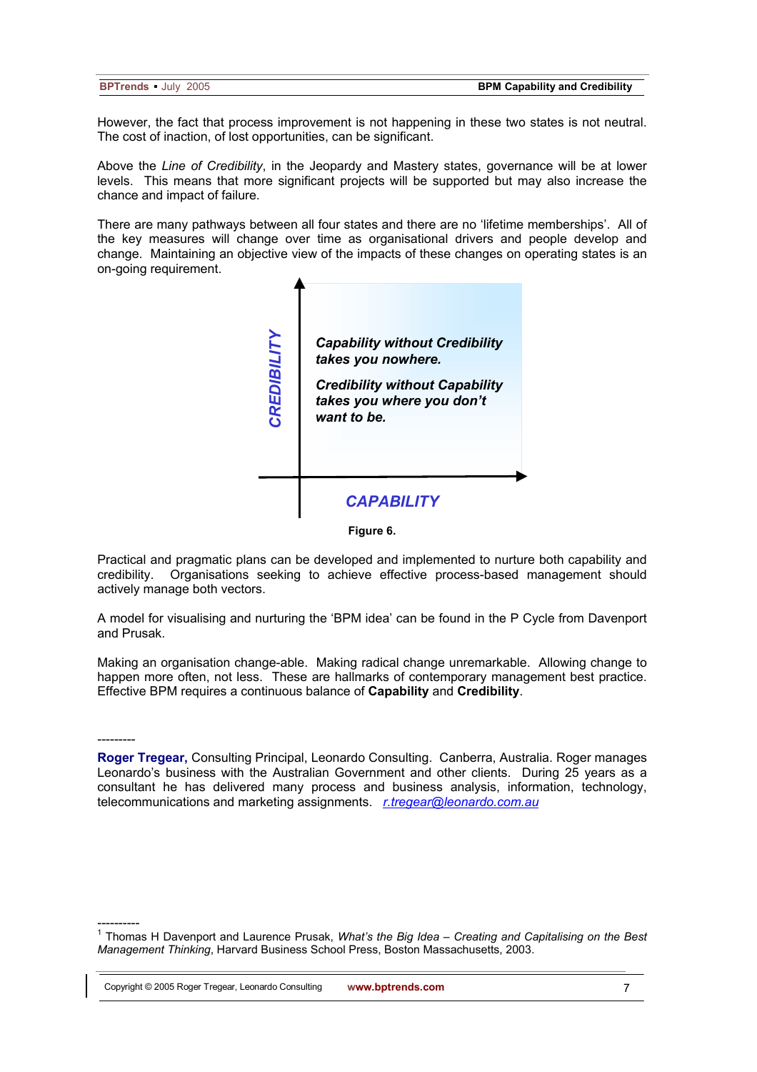However, the fact that process improvement is not happening in these two states is not neutral. The cost of inaction, of lost opportunities, can be significant.

Above the *Line of Credibility*, in the Jeopardy and Mastery states, governance will be at lower levels. This means that more significant projects will be supported but may also increase the chance and impact of failure.

There are many pathways between all four states and there are no 'lifetime memberships'. All of the key measures will change over time as organisational drivers and people develop and change. Maintaining an objective view of the impacts of these changes on operating states is an on-going requirement.

CREDIBILITY

***Capability without Credibility takes you nowhere.***

***Credibility without Capability takes you where you don't want to be.***

CAPABILITY

**Figure 6.**

Practical and pragmatic plans can be developed and implemented to nurture both capability and credibility. Organisations seeking to achieve effective process-based management should actively manage both vectors.

A model for visualising and nurturing the 'BPM idea' can be found in the P Cycle from Davenport and Prusak.

Making an organisation change-able. Making radical change unremarkable. Allowing change to happen more often, not less. These are hallmarks of contemporary management best practice. Effective BPM requires a continuous balance of **Capability** and **Credibility**.

---------

**Roger Tregear,** Consulting Principal, Leonardo Consulting. Canberra, Australia. Roger manages Leonardo's business with the Australian Government and other clients. During 25 years as a consultant he has delivered many process and business analysis, information, technology, telecommunications and marketing assignments. *r.tregear@leonardo.com.au*

----------

[1] Thomas H Davenport and Laurence Prusak, *What's the Big Idea – Creating and Capitalising on the Best Management Thinking*, Harvard Business School Press, Boston Massachusetts, 2003.